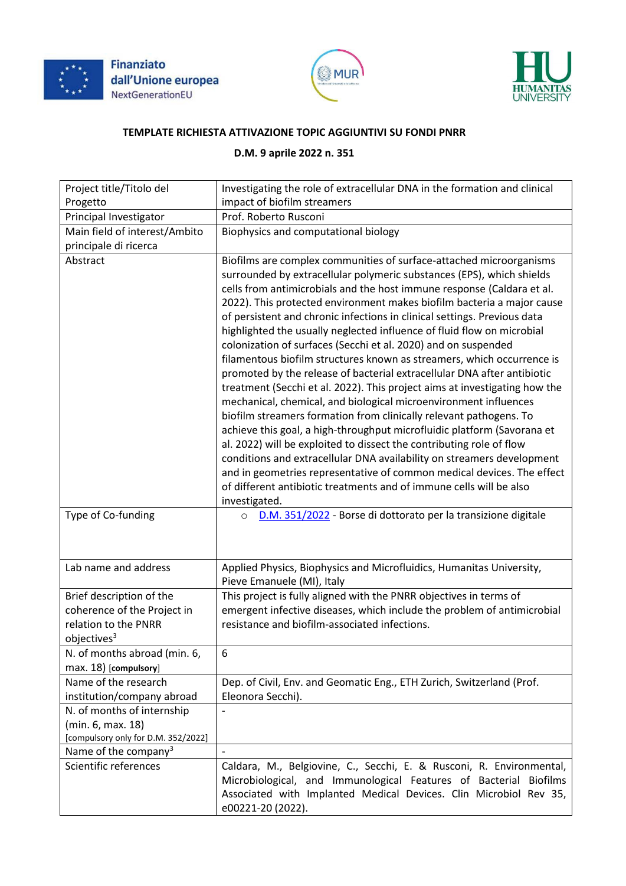**TEMPLATE RICHIESTA ATTIVAZIONE TOPIC AGGIUNTIVI SU FONDI PNRR**

**D.M. 9 aprile 2022 n. 351**

| Project title/Titolo del Progetto | Investigating the role of extracellular DNA in the formation and clinical impact of biofilm streamers |
|---|---|
| Principal Investigator | Prof. Roberto Rusconi |
| Main field of interest/Ambito principale di ricerca | Biophysics and computational biology |
| Abstract | Biofilms are complex communities of surface-attached microorganisms surrounded by extracellular polymeric substances (EPS), which shields cells from antimicrobials and the host immune response (Caldara et al. 2022). This protected environment makes biofilm bacteria a major cause of persistent and chronic infections in clinical settings. Previous data highlighted the usually neglected influence of fluid flow on microbial colonization of surfaces (Secchi et al. 2020) and on suspended filamentous biofilm structures known as streamers, which occurrence is promoted by the release of bacterial extracellular DNA after antibiotic treatment (Secchi et al. 2022). This project aims at investigating how the mechanical, chemical, and biological microenvironment influences biofilm streamers formation from clinically relevant pathogens. To achieve this goal, a high-throughput microfluidic platform (Savorana et al. 2022) will be exploited to dissect the contributing role of flow conditions and extracellular DNA availability on streamers development and in geometries representative of common medical devices. The effect of different antibiotic treatments and of immune cells will be also investigated. |
| Type of Co-funding | ○ D.M. 351/2022 - Borse di dottorato per la transizione digitale |
| Lab name and address | Applied Physics, Biophysics and Microfluidics, Humanitas University, Pieve Emanuele (MI), Italy |
| Brief description of the coherence of the Project in relation to the PNRR objectives[3] | This project is fully aligned with the PNRR objectives in terms of emergent infective diseases, which include the problem of antimicrobial resistance and biofilm-associated infections. |
| N. of months abroad (min. 6, max. 18) [compulsory] | 6 |
| Name of the research institution/company abroad | Dep. of Civil, Env. and Geomatic Eng., ETH Zurich, Switzerland (Prof. Eleonora Secchi). |
| N. of months of internship (min. 6, max. 18) [compulsory only for D.M. 352/2022] | - |
| Name of the company[3] | - |
| Scientific references | Caldara, M., Belgiovine, C., Secchi, E. & Rusconi, R. Environmental, Microbiological, and Immunological Features of Bacterial Biofilms Associated with Implanted Medical Devices. Clin Microbiol Rev 35, e00221-20 (2022). |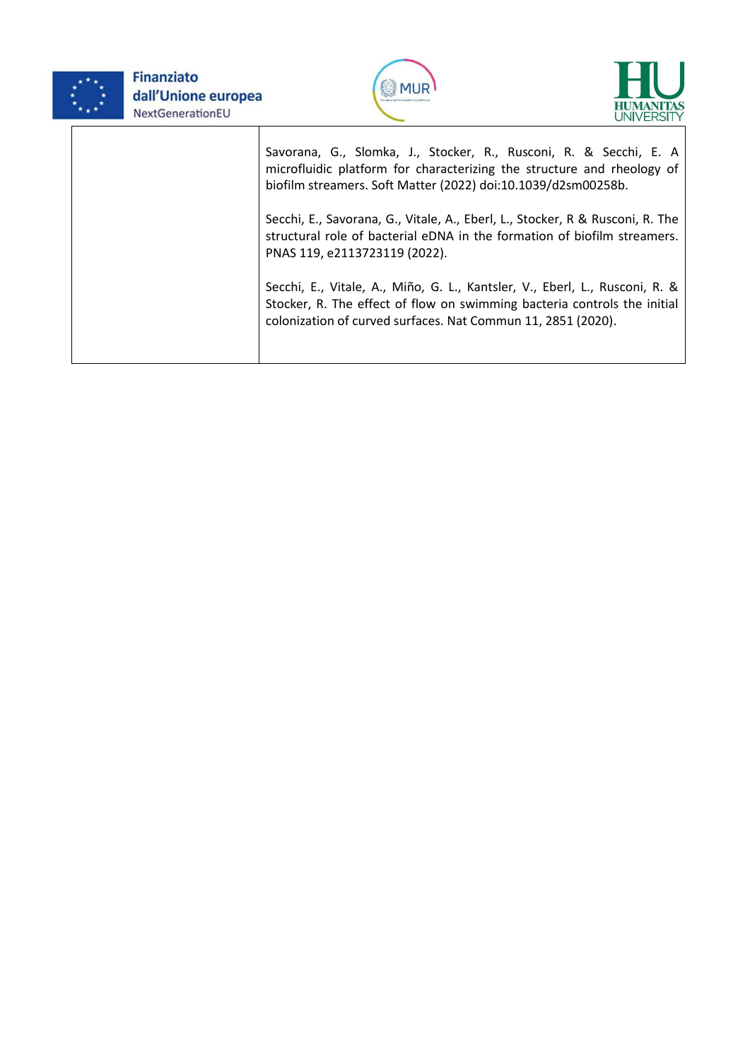| | |
|---|---|
| | Savorana, G., Slomka, J., Stocker, R., Rusconi, R. & Secchi, E. A microfluidic platform for characterizing the structure and rheology of biofilm streamers. Soft Matter (2022) doi:10.1039/d2sm00258b.<br><br>Secchi, E., Savorana, G., Vitale, A., Eberl, L., Stocker, R & Rusconi, R. The structural role of bacterial eDNA in the formation of biofilm streamers. PNAS 119, e2113723119 (2022).<br><br>Secchi, E., Vitale, A., Miño, G. L., Kantsler, V., Eberl, L., Rusconi, R. & Stocker, R. The effect of flow on swimming bacteria controls the initial colonization of curved surfaces. Nat Commun 11, 2851 (2020). |